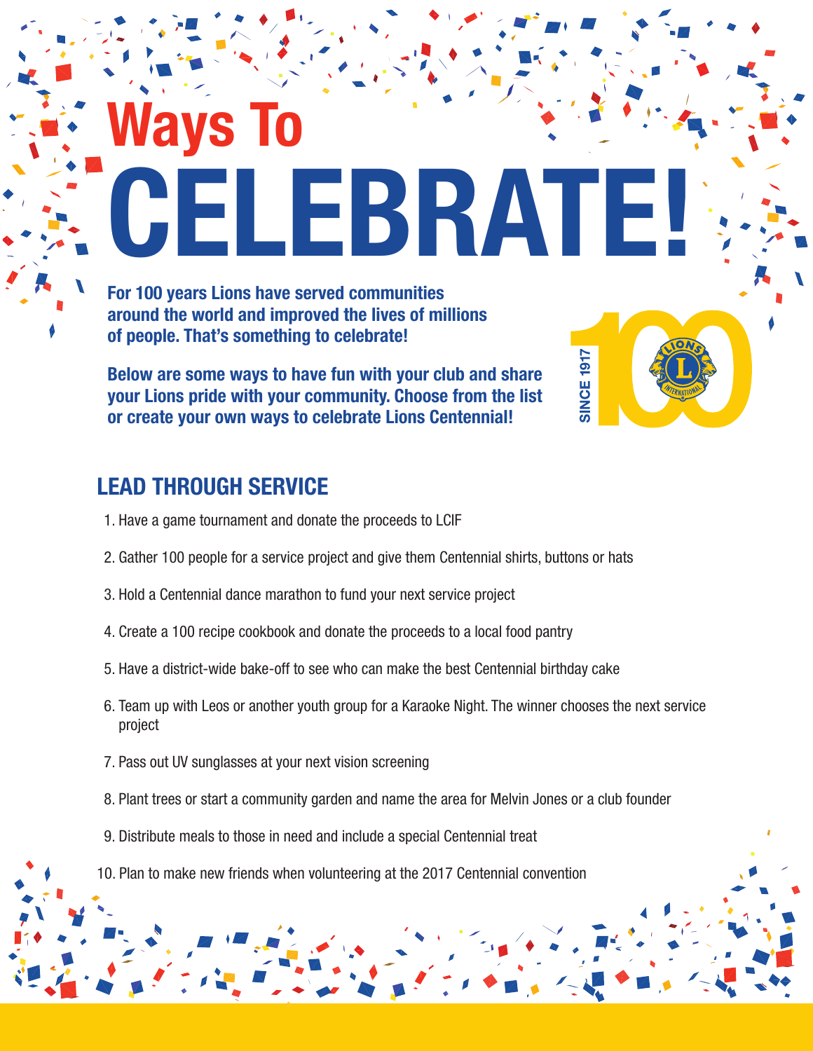# Ways To CELEBRATE!

**For 100 years Lions have served communities around the world and improved the lives of millions of people. That's something to celebrate!**

**Below are some ways to have fun with your club and share your Lions pride with your community. Choose from the list or create your own ways to celebrate Lions Centennial!**

SINCE 1917 100

## LEAD THROUGH SERVICE

1. Have a game tournament and donate the proceeds to LCIF
2. Gather 100 people for a service project and give them Centennial shirts, buttons or hats
3. Hold a Centennial dance marathon to fund your next service project
4. Create a 100 recipe cookbook and donate the proceeds to a local food pantry
5. Have a district-wide bake-off to see who can make the best Centennial birthday cake
6. Team up with Leos or another youth group for a Karaoke Night. The winner chooses the next service project
7. Pass out UV sunglasses at your next vision screening
8. Plant trees or start a community garden and name the area for Melvin Jones or a club founder
9. Distribute meals to those in need and include a special Centennial treat
10. Plan to make new friends when volunteering at the 2017 Centennial convention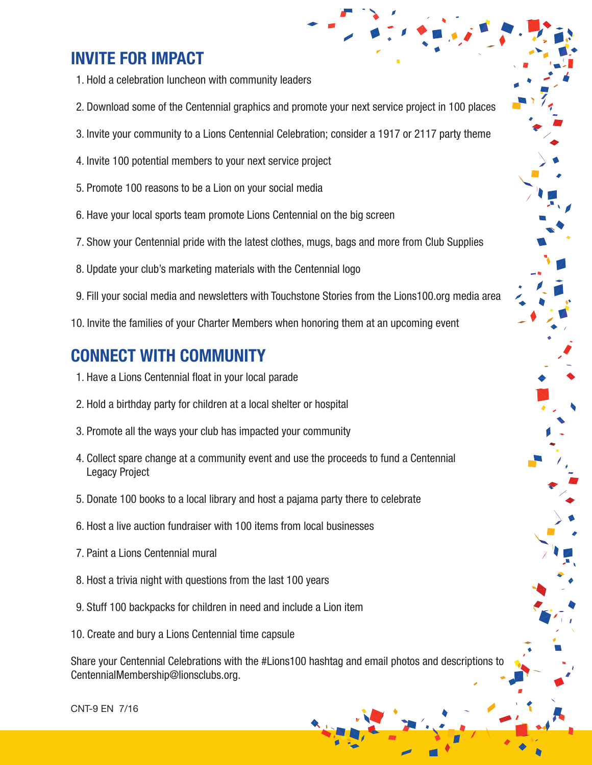## INVITE FOR IMPACT

1. Hold a celebration luncheon with community leaders
2. Download some of the Centennial graphics and promote your next service project in 100 places
3. Invite your community to a Lions Centennial Celebration; consider a 1917 or 2117 party theme
4. Invite 100 potential members to your next service project
5. Promote 100 reasons to be a Lion on your social media
6. Have your local sports team promote Lions Centennial on the big screen
7. Show your Centennial pride with the latest clothes, mugs, bags and more from Club Supplies
8. Update your club's marketing materials with the Centennial logo
9. Fill your social media and newsletters with Touchstone Stories from the Lions100.org media area
10. Invite the families of your Charter Members when honoring them at an upcoming event

## CONNECT WITH COMMUNITY

1. Have a Lions Centennial float in your local parade
2. Hold a birthday party for children at a local shelter or hospital
3. Promote all the ways your club has impacted your community
4. Collect spare change at a community event and use the proceeds to fund a Centennial Legacy Project
5. Donate 100 books to a local library and host a pajama party there to celebrate
6. Host a live auction fundraiser with 100 items from local businesses
7. Paint a Lions Centennial mural
8. Host a trivia night with questions from the last 100 years
9. Stuff 100 backpacks for children in need and include a Lion item
10. Create and bury a Lions Centennial time capsule

Share your Centennial Celebrations with the #Lions100 hashtag and email photos and descriptions to CentennialMembership@lionsclubs.org.

CNT-9 EN 7/16